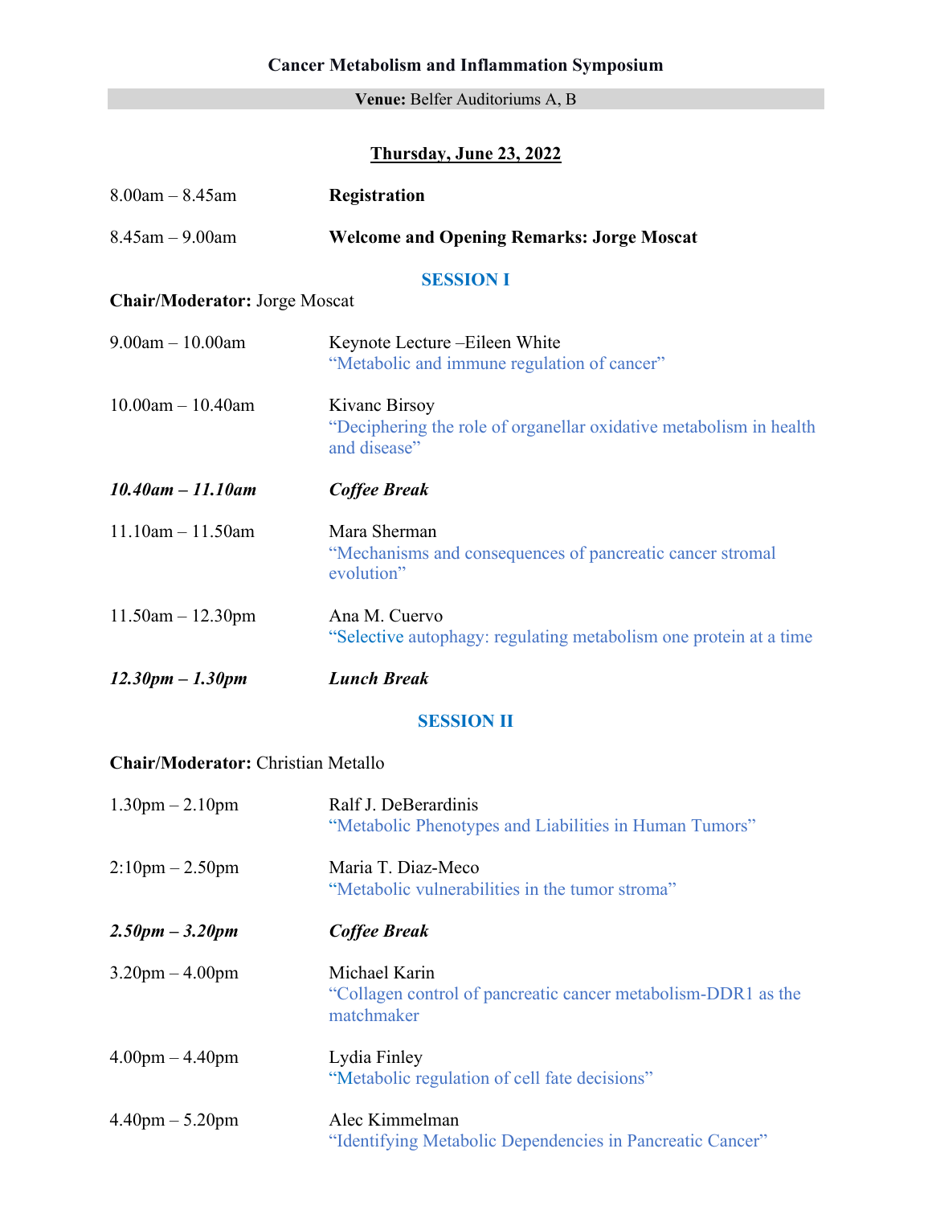**Cancer Metabolism and Inflammation Symposium**

**Venue:** Belfer Auditoriums A, B

**Thursday, June 23, 2022**

8.00am – 8.45am **Registration**

8.45am – 9.00am **Welcome and Opening Remarks: Jorge Moscat**

## SESSION I

**Chair/Moderator:** Jorge Moscat

9.00am – 10.00am Keynote Lecture –Eileen White
"Metabolic and immune regulation of cancer"

10.00am – 10.40am Kivanc Birsoy
"Deciphering the role of organellar oxidative metabolism in health and disease"

***10.40am – 11.10am*** ***Coffee Break***

11.10am – 11.50am Mara Sherman
"Mechanisms and consequences of pancreatic cancer stromal evolution"

11.50am – 12.30pm Ana M. Cuervo
"Selective autophagy: regulating metabolism one protein at a time

***12.30pm – 1.30pm*** ***Lunch Break***

## SESSION II

**Chair/Moderator:** Christian Metallo

1.30pm – 2.10pm Ralf J. DeBerardinis
"Metabolic Phenotypes and Liabilities in Human Tumors"

2:10pm – 2.50pm Maria T. Diaz-Meco
"Metabolic vulnerabilities in the tumor stroma"

***2.50pm – 3.20pm*** ***Coffee Break***

3.20pm – 4.00pm Michael Karin
"Collagen control of pancreatic cancer metabolism-DDR1 as the matchmaker

4.00pm – 4.40pm Lydia Finley
"Metabolic regulation of cell fate decisions"

4.40pm – 5.20pm Alec Kimmelman
"Identifying Metabolic Dependencies in Pancreatic Cancer"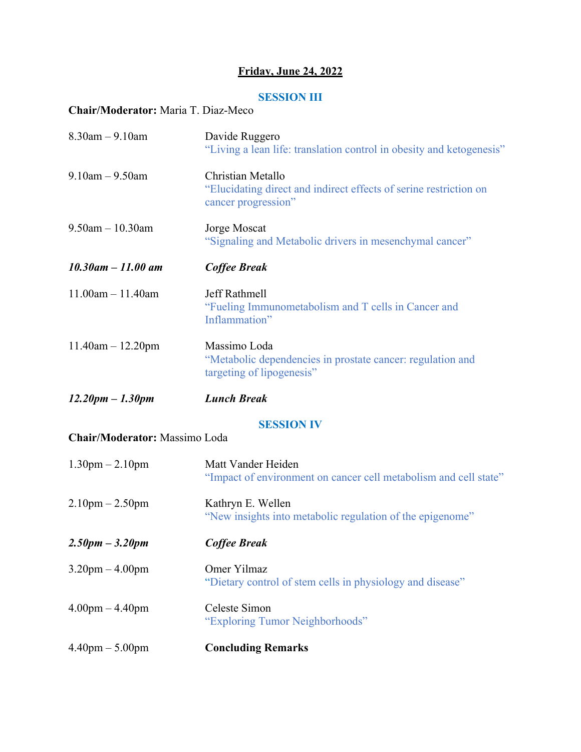**<u>Friday, June 24, 2022</u>**

## SESSION III

**Chair/Moderator:** Maria T. Diaz-Meco

| | |
|---|---|
| 8.30am – 9.10am | Davide Ruggero<br>"Living a lean life: translation control in obesity and ketogenesis" |
| 9.10am – 9.50am | Christian Metallo<br>"Elucidating direct and indirect effects of serine restriction on cancer progression" |
| 9.50am – 10.30am | Jorge Moscat<br>"Signaling and Metabolic drivers in mesenchymal cancer" |
| ***10.30am – 11.00 am*** | ***Coffee Break*** |
| 11.00am – 11.40am | Jeff Rathmell<br>"Fueling Immunometabolism and T cells in Cancer and Inflammation" |
| 11.40am – 12.20pm | Massimo Loda<br>"Metabolic dependencies in prostate cancer: regulation and targeting of lipogenesis" |
| ***12.20pm – 1.30pm*** | ***Lunch Break*** |

## SESSION IV

**Chair/Moderator:** Massimo Loda

| | |
|---|---|
| 1.30pm – 2.10pm | Matt Vander Heiden<br>"Impact of environment on cancer cell metabolism and cell state" |
| 2.10pm – 2.50pm | Kathryn E. Wellen<br>"New insights into metabolic regulation of the epigenome" |
| ***2.50pm – 3.20pm*** | ***Coffee Break*** |
| 3.20pm – 4.00pm | Omer Yilmaz<br>"Dietary control of stem cells in physiology and disease" |
| 4.00pm – 4.40pm | Celeste Simon<br>"Exploring Tumor Neighborhoods" |
| 4.40pm – 5.00pm | **Concluding Remarks** |